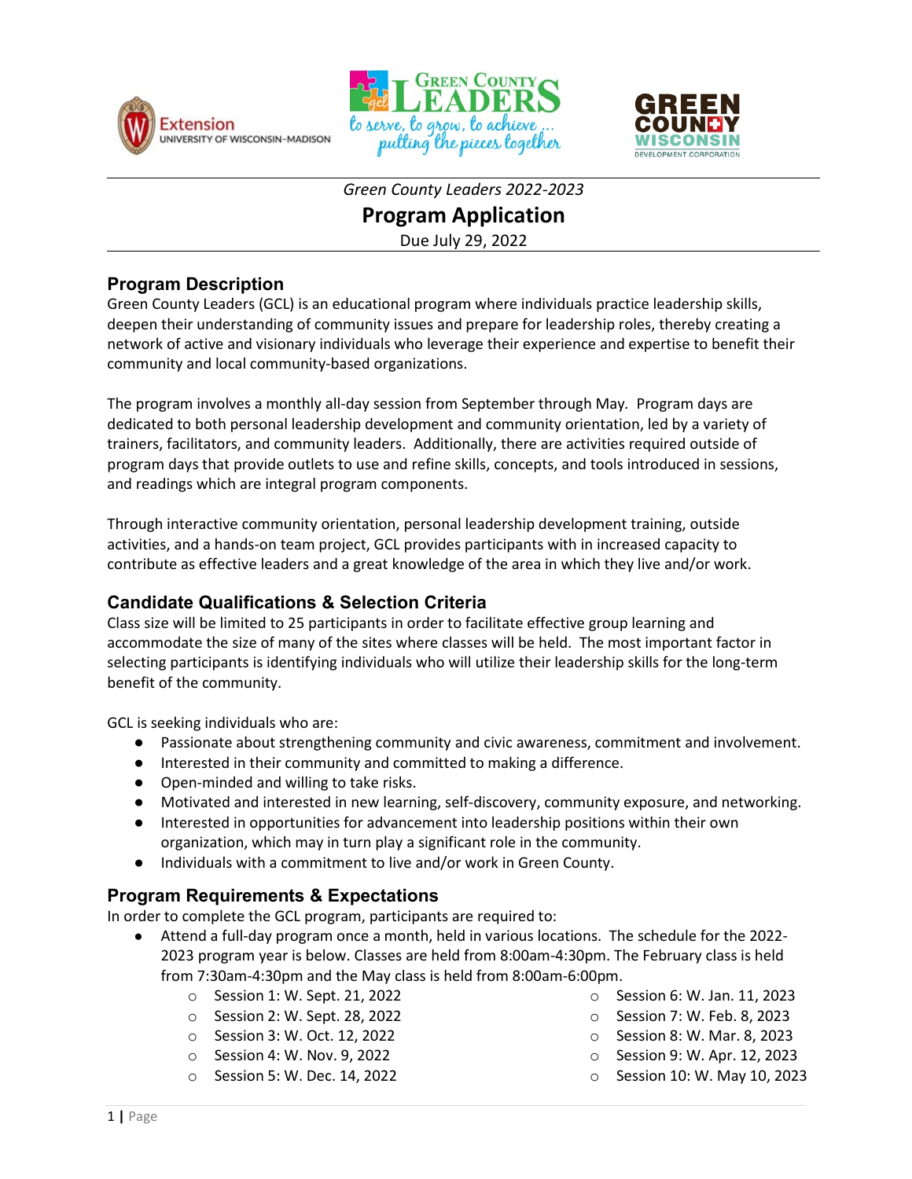*Green County Leaders 2022-2023*

# Program Application

Due July 29, 2022

## Program Description

Green County Leaders (GCL) is an educational program where individuals practice leadership skills, deepen their understanding of community issues and prepare for leadership roles, thereby creating a network of active and visionary individuals who leverage their experience and expertise to benefit their community and local community-based organizations.

The program involves a monthly all-day session from September through May. Program days are dedicated to both personal leadership development and community orientation, led by a variety of trainers, facilitators, and community leaders. Additionally, there are activities required outside of program days that provide outlets to use and refine skills, concepts, and tools introduced in sessions, and readings which are integral program components.

Through interactive community orientation, personal leadership development training, outside activities, and a hands-on team project, GCL provides participants with in increased capacity to contribute as effective leaders and a great knowledge of the area in which they live and/or work.

## Candidate Qualifications & Selection Criteria

Class size will be limited to 25 participants in order to facilitate effective group learning and accommodate the size of many of the sites where classes will be held. The most important factor in selecting participants is identifying individuals who will utilize their leadership skills for the long-term benefit of the community.

GCL is seeking individuals who are:

- Passionate about strengthening community and civic awareness, commitment and involvement.
- Interested in their community and committed to making a difference.
- Open-minded and willing to take risks.
- Motivated and interested in new learning, self-discovery, community exposure, and networking.
- Interested in opportunities for advancement into leadership positions within their own organization, which may in turn play a significant role in the community.
- Individuals with a commitment to live and/or work in Green County.

## Program Requirements & Expectations

In order to complete the GCL program, participants are required to:

- Attend a full-day program once a month, held in various locations. The schedule for the 2022-2023 program year is below. Classes are held from 8:00am-4:30pm. The February class is held from 7:30am-4:30pm and the May class is held from 8:00am-6:00pm.
  - Session 1: W. Sept. 21, 2022
  - Session 2: W. Sept. 28, 2022
  - Session 3: W. Oct. 12, 2022
  - Session 4: W. Nov. 9, 2022
  - Session 5: W. Dec. 14, 2022
  - Session 6: W. Jan. 11, 2023
  - Session 7: W. Feb. 8, 2023
  - Session 8: W. Mar. 8, 2023
  - Session 9: W. Apr. 12, 2023
  - Session 10: W. May 10, 2023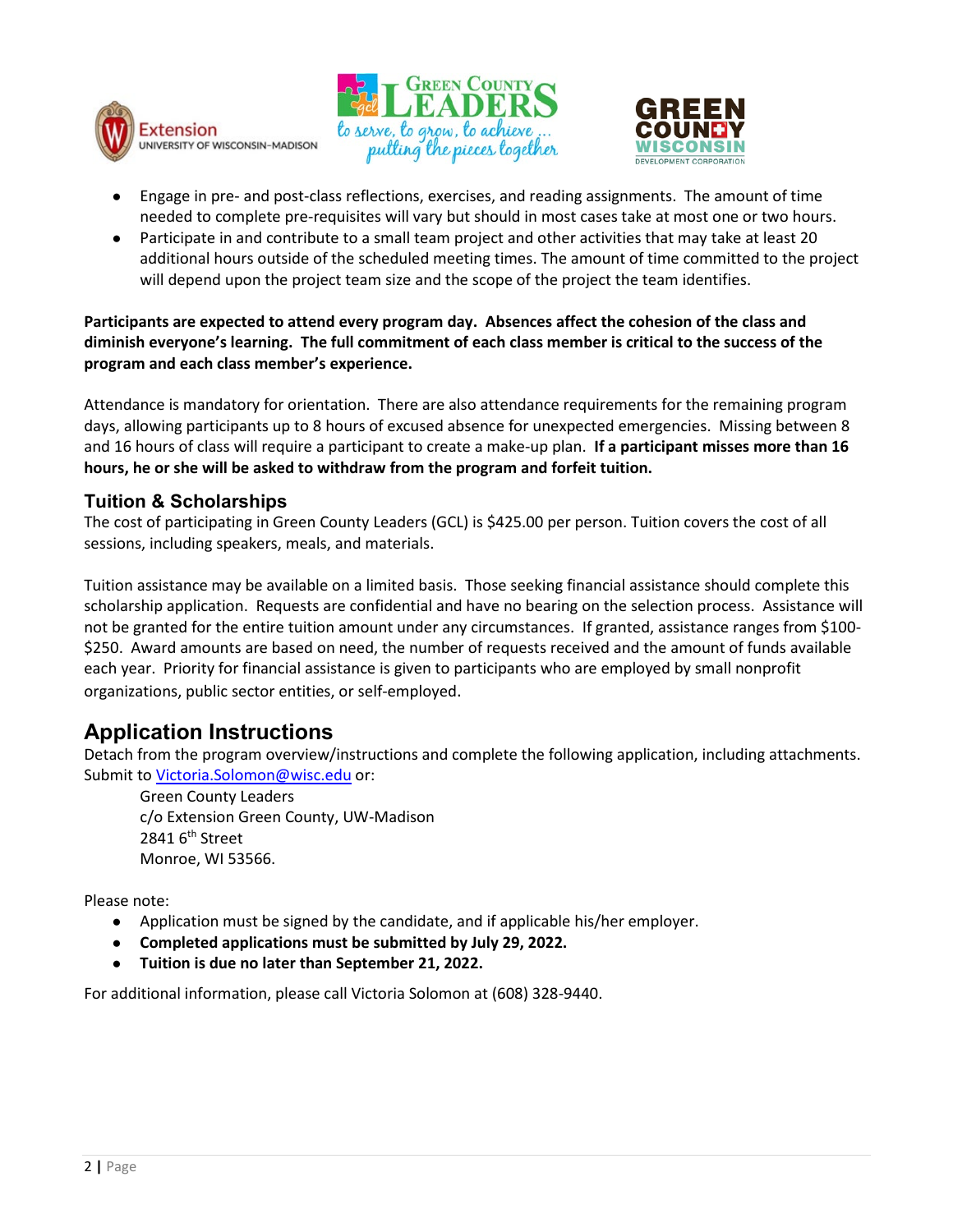- Engage in pre- and post-class reflections, exercises, and reading assignments. The amount of time needed to complete pre-requisites will vary but should in most cases take at most one or two hours.
- Participate in and contribute to a small team project and other activities that may take at least 20 additional hours outside of the scheduled meeting times. The amount of time committed to the project will depend upon the project team size and the scope of the project the team identifies.

**Participants are expected to attend every program day. Absences affect the cohesion of the class and diminish everyone's learning. The full commitment of each class member is critical to the success of the program and each class member's experience.**

Attendance is mandatory for orientation. There are also attendance requirements for the remaining program days, allowing participants up to 8 hours of excused absence for unexpected emergencies. Missing between 8 and 16 hours of class will require a participant to create a make-up plan. **If a participant misses more than 16 hours, he or she will be asked to withdraw from the program and forfeit tuition.**

### Tuition & Scholarships

The cost of participating in Green County Leaders (GCL) is $425.00 per person. Tuition covers the cost of all sessions, including speakers, meals, and materials.

Tuition assistance may be available on a limited basis. Those seeking financial assistance should complete this scholarship application. Requests are confidential and have no bearing on the selection process. Assistance will not be granted for the entire tuition amount under any circumstances. If granted, assistance ranges from $100-$250. Award amounts are based on need, the number of requests received and the amount of funds available each year. Priority for financial assistance is given to participants who are employed by small nonprofit organizations, public sector entities, or self-employed.

## Application Instructions

Detach from the program overview/instructions and complete the following application, including attachments. Submit to Victoria.Solomon@wisc.edu or:

Green County Leaders
c/o Extension Green County, UW-Madison
2841 6th Street
Monroe, WI 53566.

Please note:

- Application must be signed by the candidate, and if applicable his/her employer.
- **Completed applications must be submitted by July 29, 2022.**
- **Tuition is due no later than September 21, 2022.**

For additional information, please call Victoria Solomon at (608) 328-9440.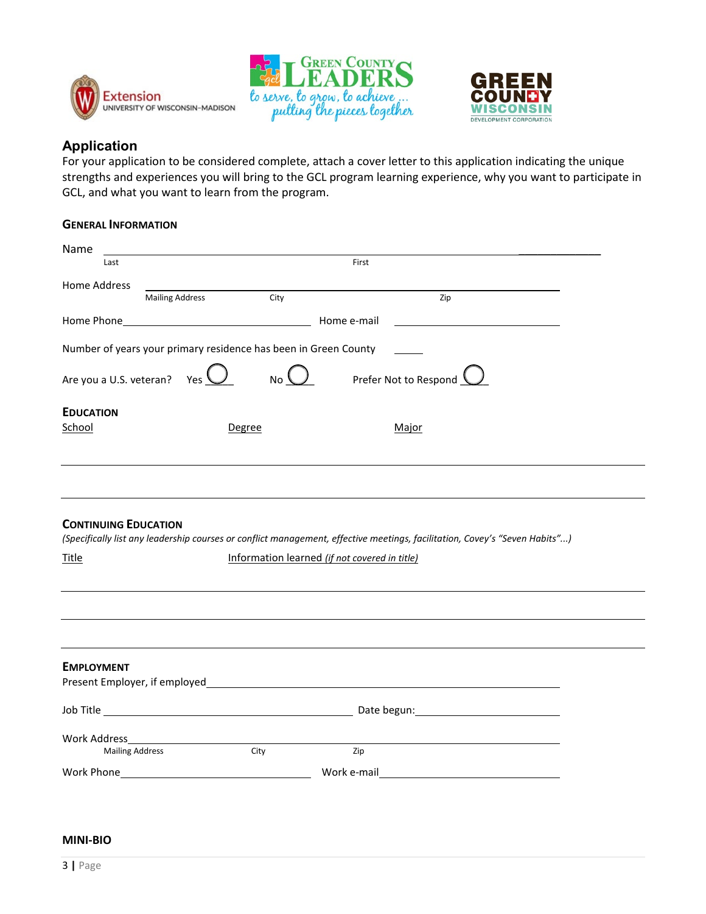## Application

For your application to be considered complete, attach a cover letter to this application indicating the unique strengths and experiences you will bring to the GCL program learning experience, why you want to participate in GCL, and what you want to learn from the program.

### General Information

Name \_\_\_\_\_\_\_\_\_\_\_\_\_\_\_\_\_\_\_\_\_\_\_\_\_\_\_\_\_\_\_\_\_\_\_\_\_\_\_\_\_\_\_\_\_\_\_\_\_\_\_\_\_\_\_\_\_\_\_\_\_\_\_\_\_\_\_\_\_\_\_\_\_\_\_\_\_\_\_\_\_\_
Last First

Home Address \_\_\_\_\_\_\_\_\_\_\_\_\_\_\_\_\_\_\_\_\_\_\_\_\_\_\_\_\_\_\_\_\_\_\_\_\_\_\_\_\_\_\_\_\_\_\_\_\_\_\_\_\_\_\_\_\_\_\_\_\_\_\_\_\_\_\_\_\_\_\_\_\_\_\_\_
Mailing Address City Zip

Home Phone \_\_\_\_\_\_\_\_\_\_\_\_\_\_\_\_\_\_\_\_\_\_\_\_\_\_\_\_\_\_\_\_\_\_ Home e-mail \_\_\_\_\_\_\_\_\_\_\_\_\_\_\_\_\_\_\_\_\_\_\_\_\_\_\_\_\_\_

Number of years your primary residence has been in Green County \_\_\_\_\_

Are you a U.S. veteran? Yes ◯ No ◯ Prefer Not to Respond ◯

### Education

| School | Degree | Major |
|---|---|---|
| | | |
| | | |

### Continuing Education

*(Specifically list any leadership courses or conflict management, effective meetings, facilitation, Covey's "Seven Habits"...)*

| Title | Information learned *(if not covered in title)* |
|---|---|
| | |
| | |
| | |

### Employment

Present Employer, if employed \_\_\_\_\_\_\_\_\_\_\_\_\_\_\_\_\_\_\_\_\_\_\_\_\_\_\_\_\_\_\_\_\_\_\_\_\_\_\_\_\_\_\_\_\_\_\_\_\_\_\_\_\_\_\_\_\_\_\_\_

Job Title \_\_\_\_\_\_\_\_\_\_\_\_\_\_\_\_\_\_\_\_\_\_\_\_\_\_\_\_\_\_\_\_\_\_\_\_\_\_\_\_\_\_\_\_\_ Date begun: \_\_\_\_\_\_\_\_\_\_\_\_\_\_\_\_\_\_\_\_\_\_\_\_\_

Work Address \_\_\_\_\_\_\_\_\_\_\_\_\_\_\_\_\_\_\_\_\_\_\_\_\_\_\_\_\_\_\_\_\_\_\_\_\_\_\_\_\_\_\_\_\_\_\_\_\_\_\_\_\_\_\_\_\_\_\_\_\_\_\_\_\_\_\_\_\_\_\_\_\_\_\_\_
Mailing Address City Zip

Work Phone \_\_\_\_\_\_\_\_\_\_\_\_\_\_\_\_\_\_\_\_\_\_\_\_\_\_\_\_\_\_\_\_\_\_ Work e-mail \_\_\_\_\_\_\_\_\_\_\_\_\_\_\_\_\_\_\_\_\_\_\_\_\_\_\_\_\_\_\_\_\_

### MINI-BIO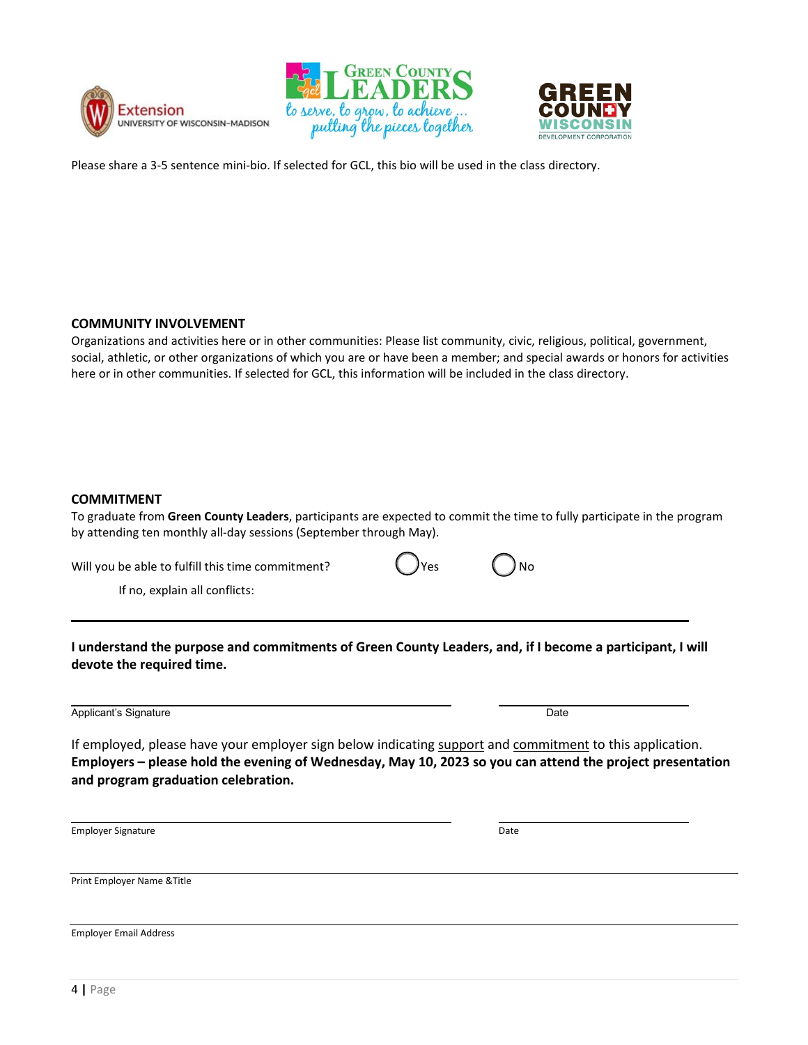Please share a 3-5 sentence mini-bio. If selected for GCL, this bio will be used in the class directory.

## COMMUNITY INVOLVEMENT

Organizations and activities here or in other communities: Please list community, civic, religious, political, government, social, athletic, or other organizations of which you are or have been a member; and special awards or honors for activities here or in other communities. If selected for GCL, this information will be included in the class directory.

## COMMITMENT

To graduate from **Green County Leaders**, participants are expected to commit the time to fully participate in the program by attending ten monthly all-day sessions (September through May).

Will you be able to fulfill this time commitment? ◯ Yes ◯ No

If no, explain all conflicts:

---

**I understand the purpose and commitments of Green County Leaders, and, if I become a participant, I will devote the required time.**

Applicant's Signature _______________________ Date _______________

If employed, please have your employer sign below indicating support and commitment to this application. **Employers – please hold the evening of Wednesday, May 10, 2023 so you can attend the project presentation and program graduation celebration.**

Employer Signature _______________________ Date _______________

Print Employer Name &Title

Employer Email Address